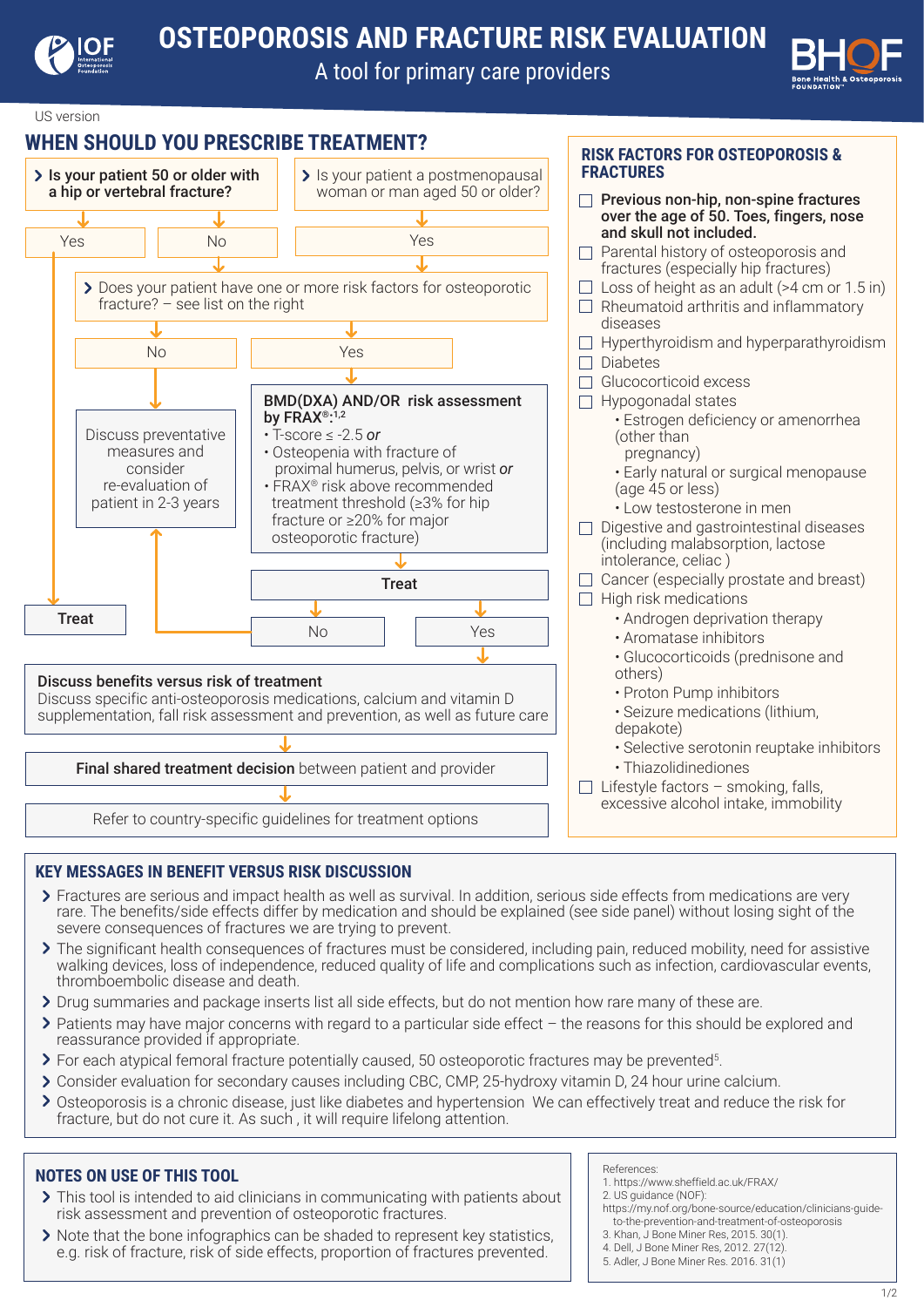# OSTEOPOROSIS AND FRACTURE RISK EVALUATION

A tool for primary care providers

US version

## WHEN SHOULD YOU PRESCRIBE TREATMENT?

- **Is your patient 50 or older with a hip or vertebral fracture?**
  - Yes → **Treat**
  - No → Does your patient have one or more risk factors for osteoporotic fracture?
- Is your patient a postmenopausal woman or man aged 50 or older?
  - Yes → Does your patient have one or more risk factors for osteoporotic fracture?

**Does your patient have one or more risk factors for osteoporotic fracture? – see list on the right**

- No → Discuss preventative measures and consider re-evaluation of patient in 2-3 years
- Yes → **BMD(DXA) AND/OR risk assessment by FRAX®:[1,2]**
  - T-score ≤ -2.5 *or*
  - Osteopenia with fracture of proximal humerus, pelvis, or wrist *or*
  - FRAX® risk above recommended treatment threshold (≥3% for hip fracture or ≥20% for major osteoporotic fracture)

**Treat**

- No → Discuss preventative measures and consider re-evaluation of patient in 2-3 years
- Yes → **Discuss benefits versus risk of treatment**

**Discuss benefits versus risk of treatment**
Discuss specific anti-osteoporosis medications, calcium and vitamin D supplementation, fall risk assessment and prevention, as well as future care

**Final shared treatment decision** between patient and provider

Refer to country-specific guidelines for treatment options

## RISK FACTORS FOR OSTEOPOROSIS & FRACTURES

- ☐ **Previous non-hip, non-spine fractures over the age of 50. Toes, fingers, nose and skull not included.**
- ☐ Parental history of osteoporosis and fractures (especially hip fractures)
- ☐ Loss of height as an adult (>4 cm or 1.5 in)
- ☐ Rheumatoid arthritis and inflammatory diseases
- ☐ Hyperthyroidism and hyperparathyroidism
- ☐ Diabetes
- ☐ Glucocorticoid excess
- ☐ Hypogonadal states
  - Estrogen deficiency or amenorrhea (other than pregnancy)
  - Early natural or surgical menopause (age 45 or less)
  - Low testosterone in men
- ☐ Digestive and gastrointestinal diseases (including malabsorption, lactose intolerance, celiac )
- ☐ Cancer (especially prostate and breast)
- ☐ High risk medications
  - Androgen deprivation therapy
  - Aromatase inhibitors
  - Glucocorticoids (prednisone and others)
  - Proton Pump inhibitors
  - Seizure medications (lithium, depakote)
  - Selective serotonin reuptake inhibitors
  - Thiazolidinediones
- ☐ Lifestyle factors – smoking, falls, excessive alcohol intake, immobility

## KEY MESSAGES IN BENEFIT VERSUS RISK DISCUSSION

- Fractures are serious and impact health as well as survival. In addition, serious side effects from medications are very rare. The benefits/side effects differ by medication and should be explained (see side panel) without losing sight of the severe consequences of fractures we are trying to prevent.
- The significant health consequences of fractures must be considered, including pain, reduced mobility, need for assistive walking devices, loss of independence, reduced quality of life and complications such as infection, cardiovascular events, thromboembolic disease and death.
- Drug summaries and package inserts list all side effects, but do not mention how rare many of these are.
- Patients may have major concerns with regard to a particular side effect – the reasons for this should be explored and reassurance provided if appropriate.
- For each atypical femoral fracture potentially caused, 50 osteoporotic fractures may be prevented[5].
- Consider evaluation for secondary causes including CBC, CMP, 25-hydroxy vitamin D, 24 hour urine calcium.
- Osteoporosis is a chronic disease, just like diabetes and hypertension We can effectively treat and reduce the risk for fracture, but do not cure it. As such , it will require lifelong attention.

## NOTES ON USE OF THIS TOOL

- This tool is intended to aid clinicians in communicating with patients about risk assessment and prevention of osteoporotic fractures.
- Note that the bone infographics can be shaded to represent key statistics, e.g. risk of fracture, risk of side effects, proportion of fractures prevented.

References:
1. https://www.sheffield.ac.uk/FRAX/
2. US guidance (NOF): https://my.nof.org/bone-source/education/clinicians-guide-to-the-prevention-and-treatment-of-osteoporosis
3. Khan, J Bone Miner Res, 2015. 30(1).
4. Dell, J Bone Miner Res, 2012. 27(12).
5. Adler, J Bone Miner Res. 2016. 31(1)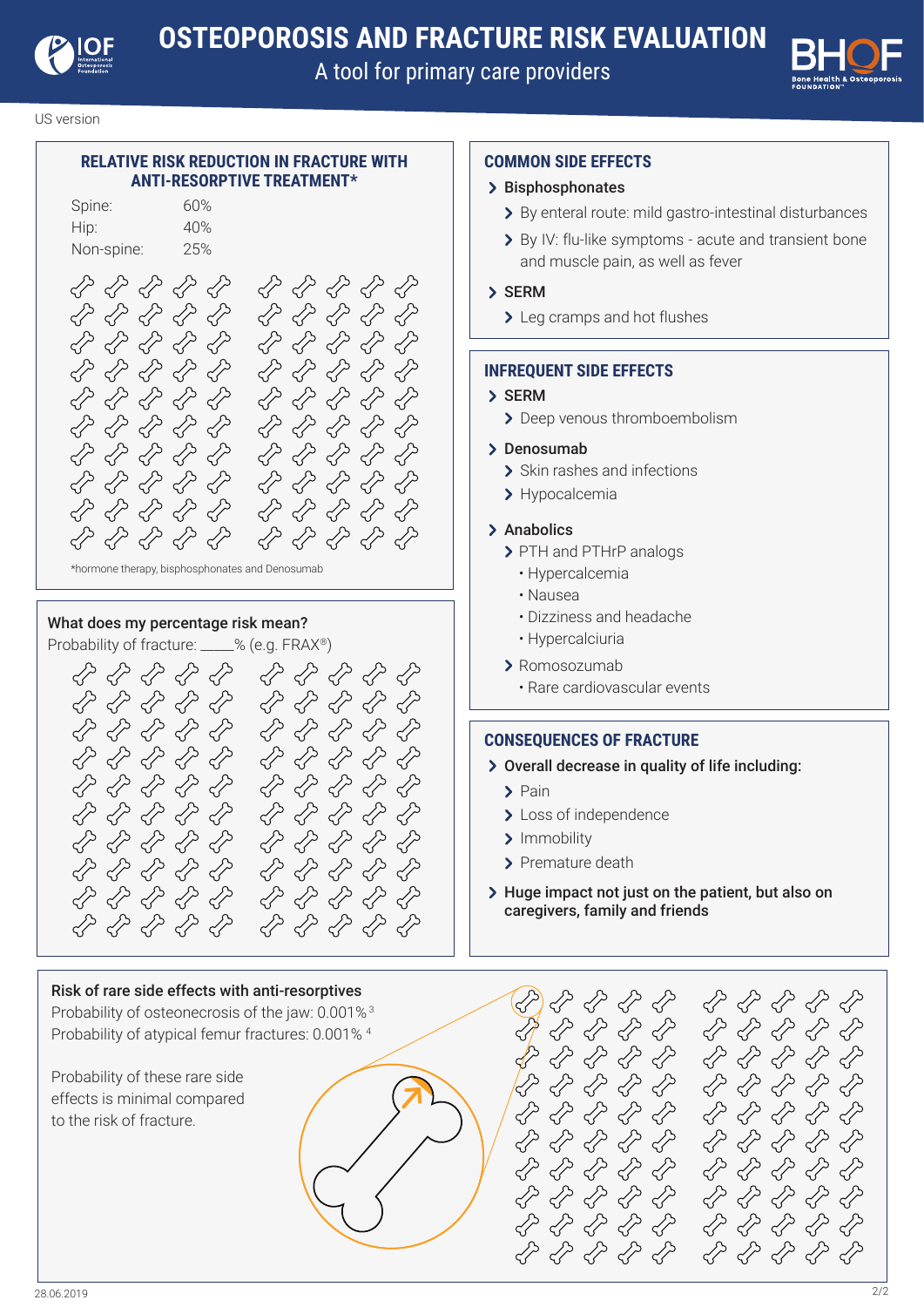# OSTEOPOROSIS AND FRACTURE RISK EVALUATION

A tool for primary care providers

US version

## RELATIVE RISK REDUCTION IN FRACTURE WITH ANTI-RESORPTIVE TREATMENT*

| | |
|---|---|
| Spine: | 60% |
| Hip: | 40% |
| Non-spine: | 25% |

*hormone therapy, bisphosphonates and Denosumab

### What does my percentage risk mean?

Probability of fracture: ____% (e.g. FRAX®)

## COMMON SIDE EFFECTS

- **Bisphosphonates**
  - By enteral route: mild gastro-intestinal disturbances
  - By IV: flu-like symptoms - acute and transient bone and muscle pain, as well as fever
- **SERM**
  - Leg cramps and hot flushes

## INFREQUENT SIDE EFFECTS

- **SERM**
  - Deep venous thromboembolism
- **Denosumab**
  - Skin rashes and infections
  - Hypocalcemia
- **Anabolics**
  - PTH and PTHrP analogs
    - Hypercalcemia
    - Nausea
    - Dizziness and headache
    - Hypercalciuria
  - Romosozumab
    - Rare cardiovascular events

## CONSEQUENCES OF FRACTURE

- **Overall decrease in quality of life including:**
  - Pain
  - Loss of independence
  - Immobility
  - Premature death
- **Huge impact not just on the patient, but also on caregivers, family and friends**

### Risk of rare side effects with anti-resorptives

Probability of osteonecrosis of the jaw: 0.001% [3]

Probability of atypical femur fractures: 0.001% [4]

Probability of these rare side effects is minimal compared to the risk of fracture.

28.06.2019